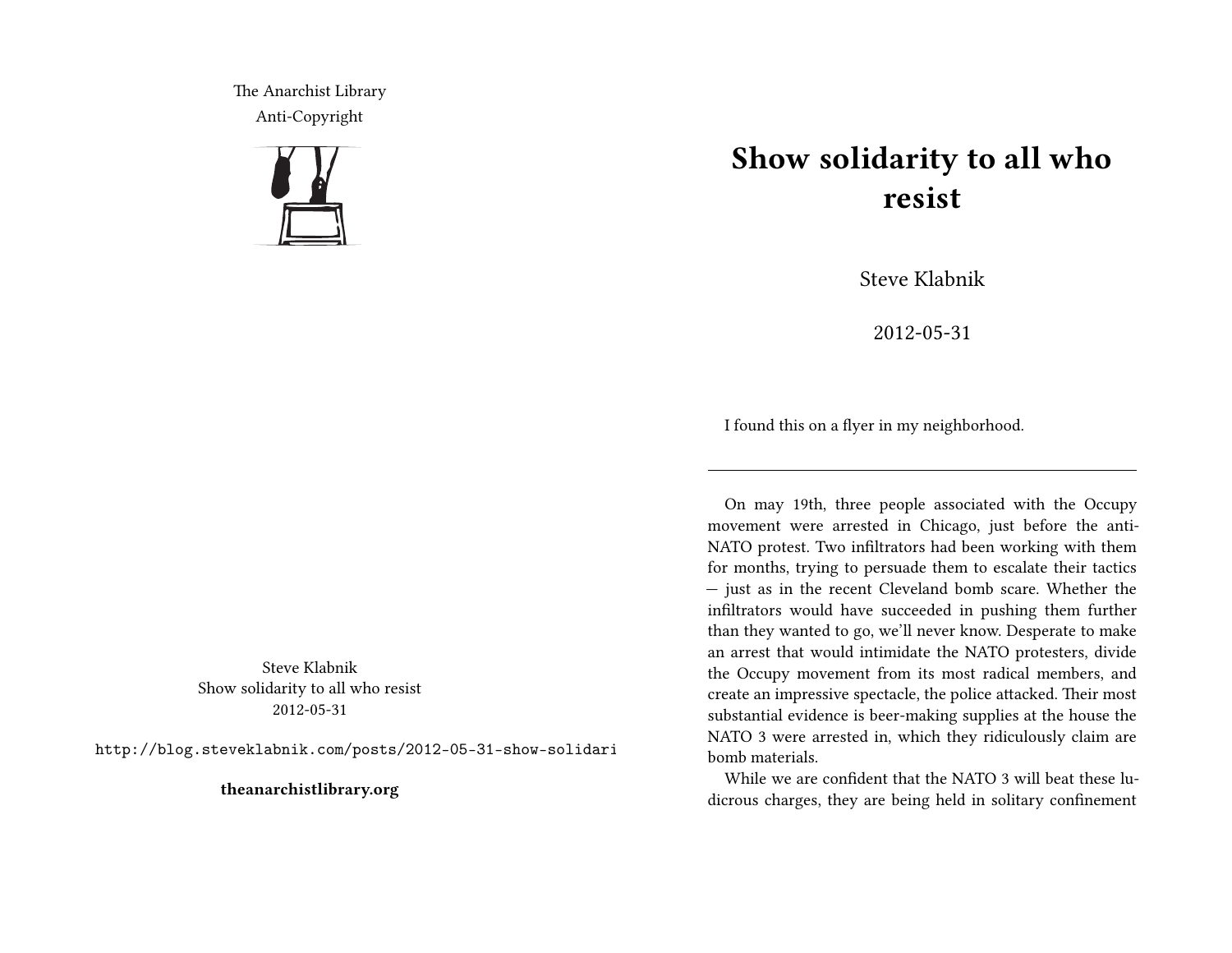The Anarchist Library
Anti-Copyright

Steve Klabnik
Show solidarity to all who resist
2012-05-31

http://blog.steveklabnik.com/posts/2012-05-31-show-solidari

**theanarchistlibrary.org**

# Show solidarity to all who resist

Steve Klabnik

2012-05-31

I found this on a flyer in my neighborhood.

---

On may 19th, three people associated with the Occupy movement were arrested in Chicago, just before the anti-NATO protest. Two infiltrators had been working with them for months, trying to persuade them to escalate their tactics — just as in the recent Cleveland bomb scare. Whether the infiltrators would have succeeded in pushing them further than they wanted to go, we'll never know. Desperate to make an arrest that would intimidate the NATO protesters, divide the Occupy movement from its most radical members, and create an impressive spectacle, the police attacked. Their most substantial evidence is beer-making supplies at the house the NATO 3 were arrested in, which they ridiculously claim are bomb materials.

While we are confident that the NATO 3 will beat these ludicrous charges, they are being held in solitary confinement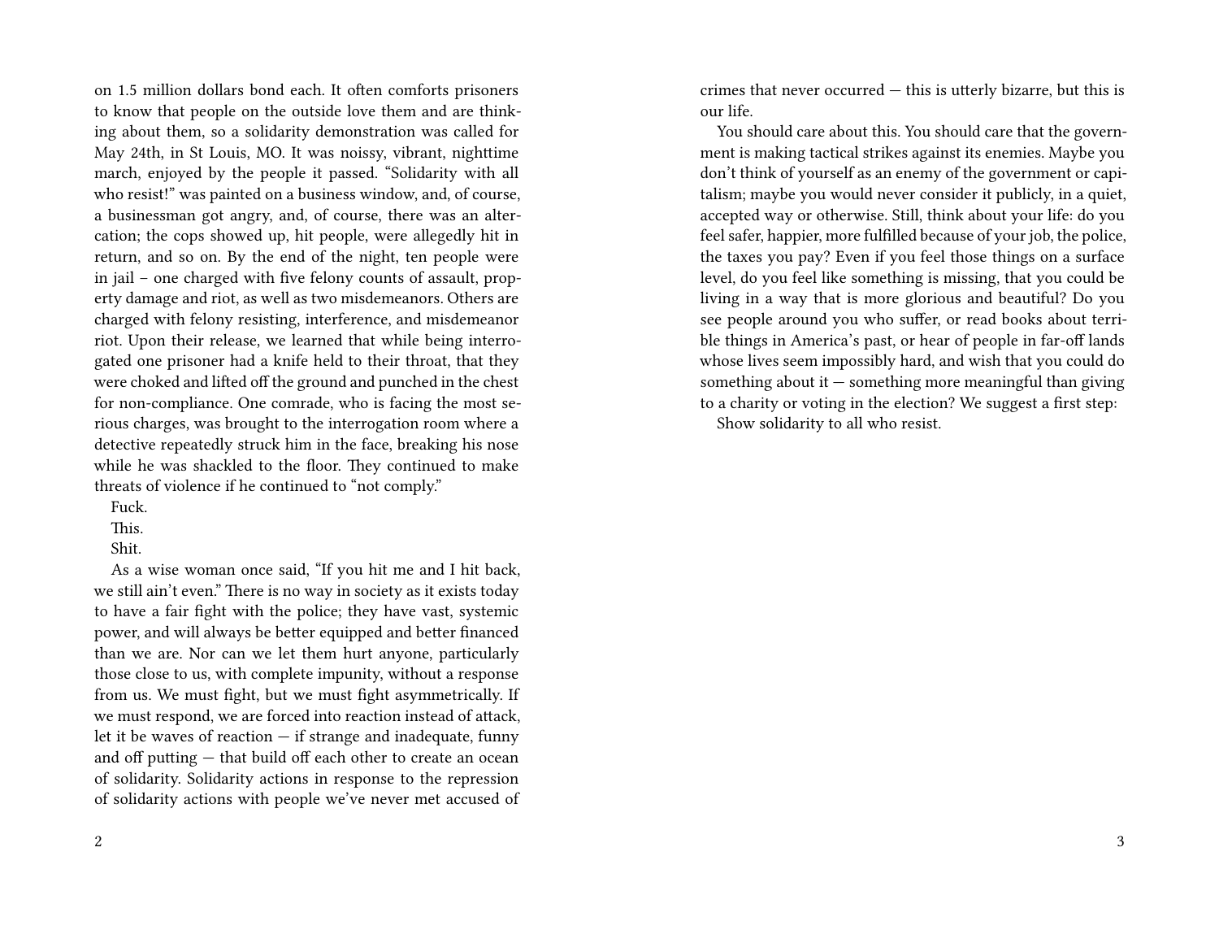on 1.5 million dollars bond each. It often comforts prisoners to know that people on the outside love them and are thinking about them, so a solidarity demonstration was called for May 24th, in St Louis, MO. It was noissy, vibrant, nighttime march, enjoyed by the people it passed. "Solidarity with all who resist!" was painted on a business window, and, of course, a businessman got angry, and, of course, there was an altercation; the cops showed up, hit people, were allegedly hit in return, and so on. By the end of the night, ten people were in jail – one charged with five felony counts of assault, property damage and riot, as well as two misdemeanors. Others are charged with felony resisting, interference, and misdemeanor riot. Upon their release, we learned that while being interrogated one prisoner had a knife held to their throat, that they were choked and lifted off the ground and punched in the chest for non-compliance. One comrade, who is facing the most serious charges, was brought to the interrogation room where a detective repeatedly struck him in the face, breaking his nose while he was shackled to the floor. They continued to make threats of violence if he continued to "not comply."

Fuck.

This.

Shit.

As a wise woman once said, "If you hit me and I hit back, we still ain't even." There is no way in society as it exists today to have a fair fight with the police; they have vast, systemic power, and will always be better equipped and better financed than we are. Nor can we let them hurt anyone, particularly those close to us, with complete impunity, without a response from us. We must fight, but we must fight asymmetrically. If we must respond, we are forced into reaction instead of attack, let it be waves of reaction — if strange and inadequate, funny and off putting — that build off each other to create an ocean of solidarity. Solidarity actions in response to the repression of solidarity actions with people we've never met accused of crimes that never occurred — this is utterly bizarre, but this is our life.

You should care about this. You should care that the government is making tactical strikes against its enemies. Maybe you don't think of yourself as an enemy of the government or capitalism; maybe you would never consider it publicly, in a quiet, accepted way or otherwise. Still, think about your life: do you feel safer, happier, more fulfilled because of your job, the police, the taxes you pay? Even if you feel those things on a surface level, do you feel like something is missing, that you could be living in a way that is more glorious and beautiful? Do you see people around you who suffer, or read books about terrible things in America's past, or hear of people in far-off lands whose lives seem impossibly hard, and wish that you could do something about it — something more meaningful than giving to a charity or voting in the election? We suggest a first step:

Show solidarity to all who resist.